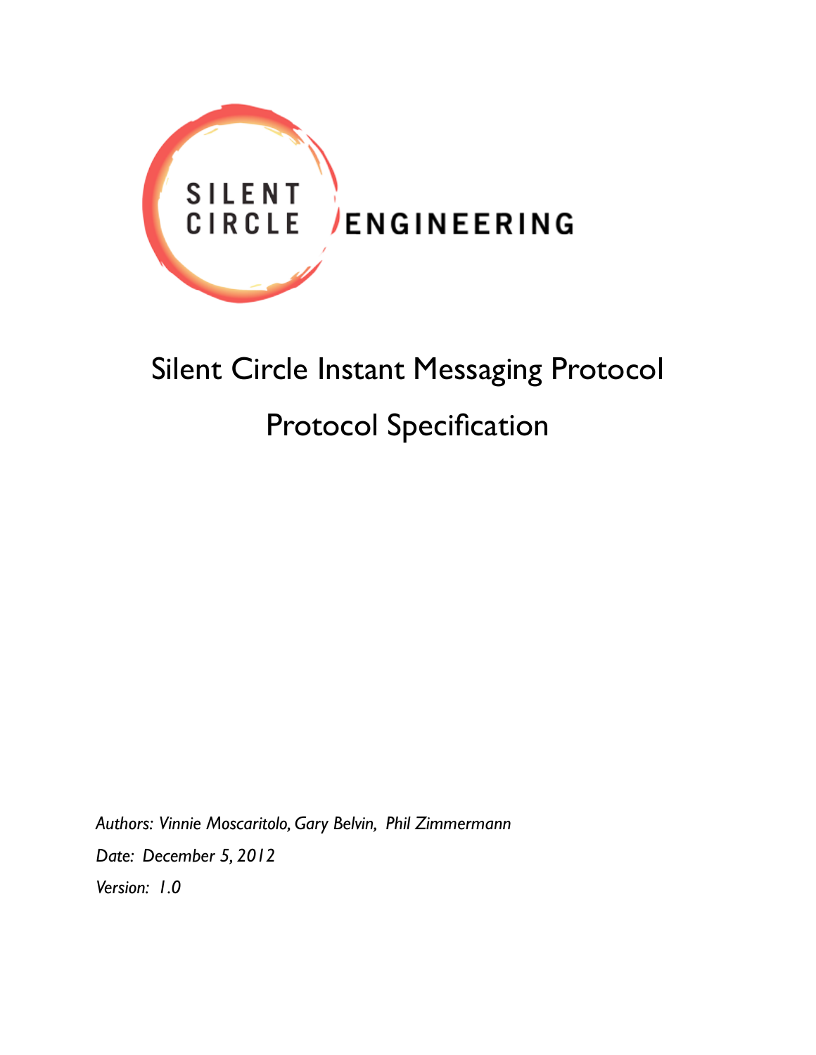SILENT CIRCLE ENGINEERING

# Silent Circle Instant Messaging Protocol

# Protocol Specification

*Authors: Vinnie Moscaritolo, Gary Belvin, Phil Zimmermann*

*Date: December 5, 2012*

*Version: 1.0*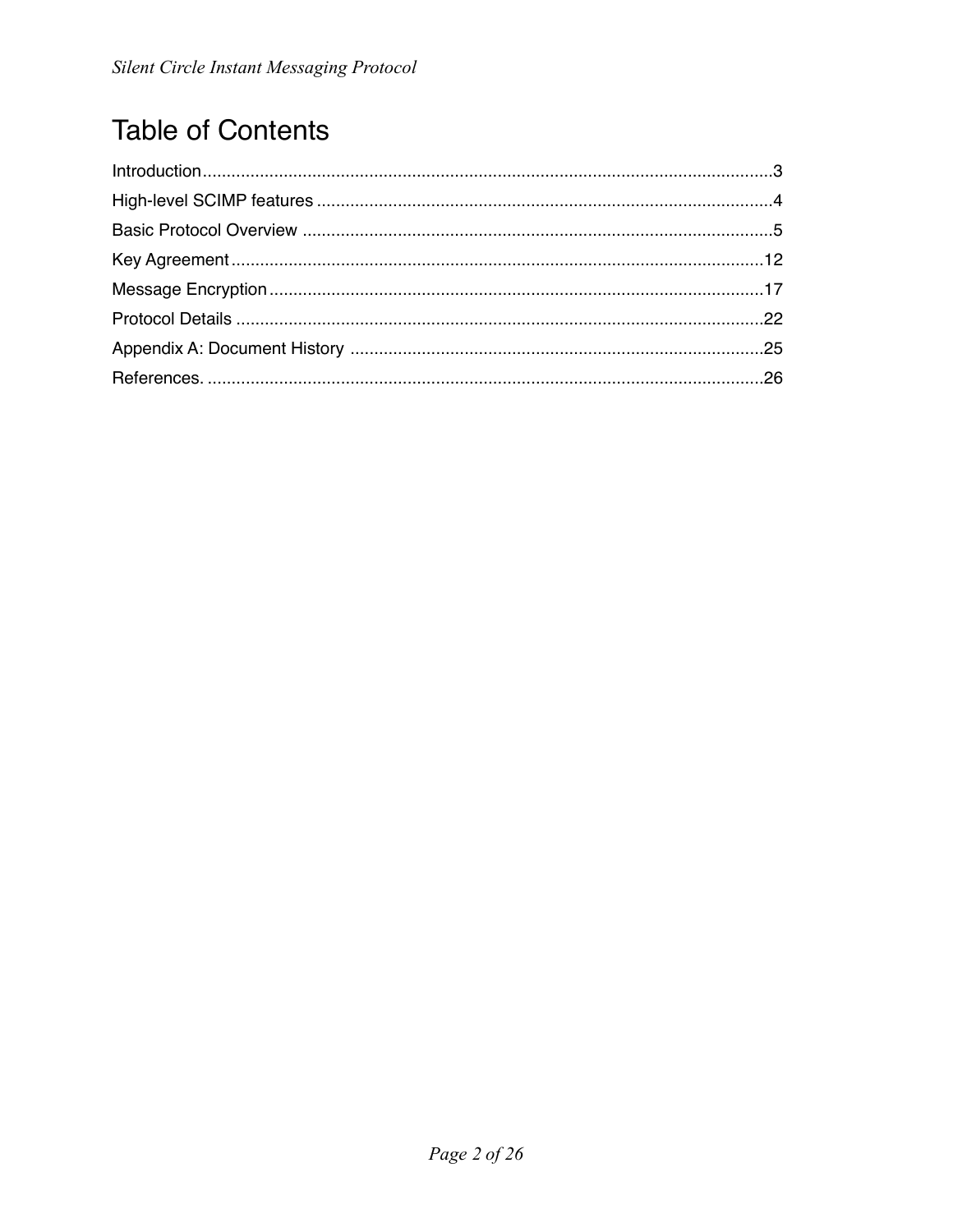# Table of Contents

Introduction....................................................................................................................3
High-level SCIMP features ...............................................................................................4
Basic Protocol Overview ..................................................................................................5
Key Agreement................................................................................................................12
Message Encryption........................................................................................................17
Protocol Details ...............................................................................................................22
Appendix A: Document History .......................................................................................25
References. .....................................................................................................................26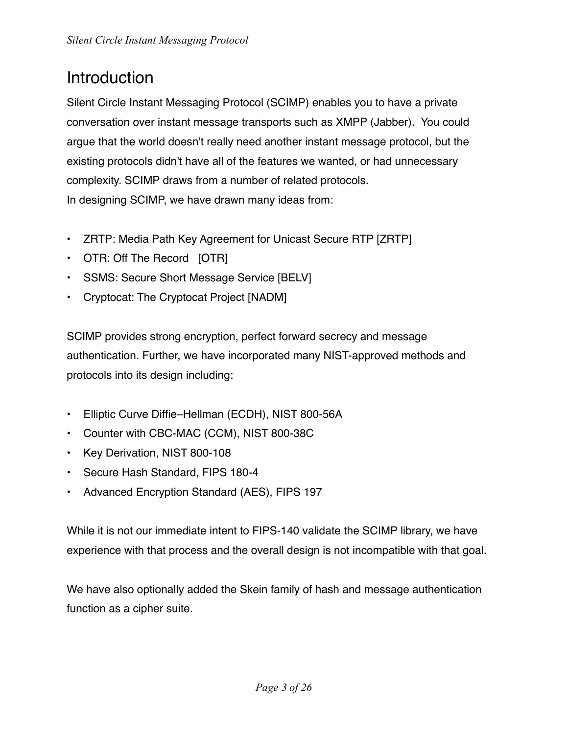# Introduction

Silent Circle Instant Messaging Protocol (SCIMP) enables you to have a private conversation over instant message transports such as XMPP (Jabber). You could argue that the world doesn't really need another instant message protocol, but the existing protocols didn't have all of the features we wanted, or had unnecessary complexity. SCIMP draws from a number of related protocols.
In designing SCIMP, we have drawn many ideas from:

- ZRTP: Media Path Key Agreement for Unicast Secure RTP [ZRTP]
- OTR: Off The Record [OTR]
- SSMS: Secure Short Message Service [BELV]
- Cryptocat: The Cryptocat Project [NADM]

SCIMP provides strong encryption, perfect forward secrecy and message authentication. Further, we have incorporated many NIST-approved methods and protocols into its design including:

- Elliptic Curve Diffie–Hellman (ECDH), NIST 800-56A
- Counter with CBC-MAC (CCM), NIST 800-38C
- Key Derivation, NIST 800-108
- Secure Hash Standard, FIPS 180-4
- Advanced Encryption Standard (AES), FIPS 197

While it is not our immediate intent to FIPS-140 validate the SCIMP library, we have experience with that process and the overall design is not incompatible with that goal.

We have also optionally added the Skein family of hash and message authentication function as a cipher suite.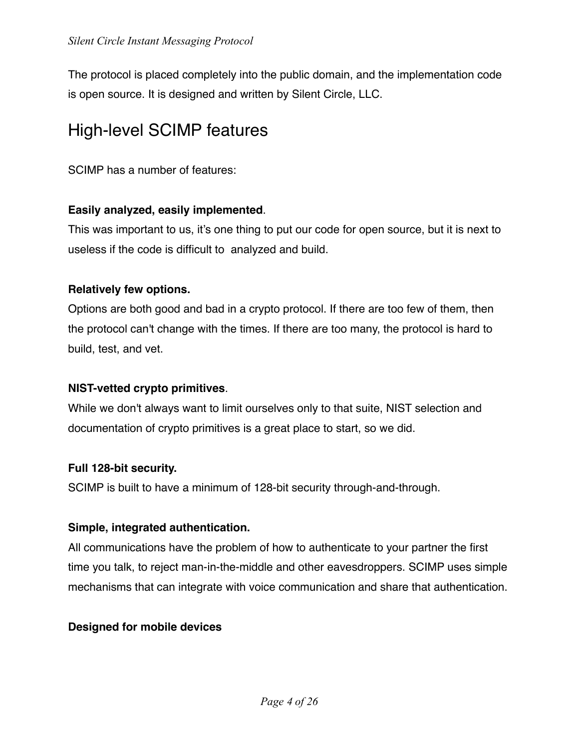The protocol is placed completely into the public domain, and the implementation code is open source. It is designed and written by Silent Circle, LLC.

## High-level SCIMP features

SCIMP has a number of features:

**Easily analyzed, easily implemented**.
This was important to us, it's one thing to put our code for open source, but it is next to useless if the code is difficult to  analyzed and build.

**Relatively few options.**
Options are both good and bad in a crypto protocol. If there are too few of them, then the protocol can't change with the times. If there are too many, the protocol is hard to build, test, and vet.

**NIST-vetted crypto primitives**.
While we don't always want to limit ourselves only to that suite, NIST selection and documentation of crypto primitives is a great place to start, so we did.

**Full 128-bit security.**
SCIMP is built to have a minimum of 128-bit security through-and-through.

**Simple, integrated authentication.**
All communications have the problem of how to authenticate to your partner the first time you talk, to reject man-in-the-middle and other eavesdroppers. SCIMP uses simple mechanisms that can integrate with voice communication and share that authentication.

**Designed for mobile devices**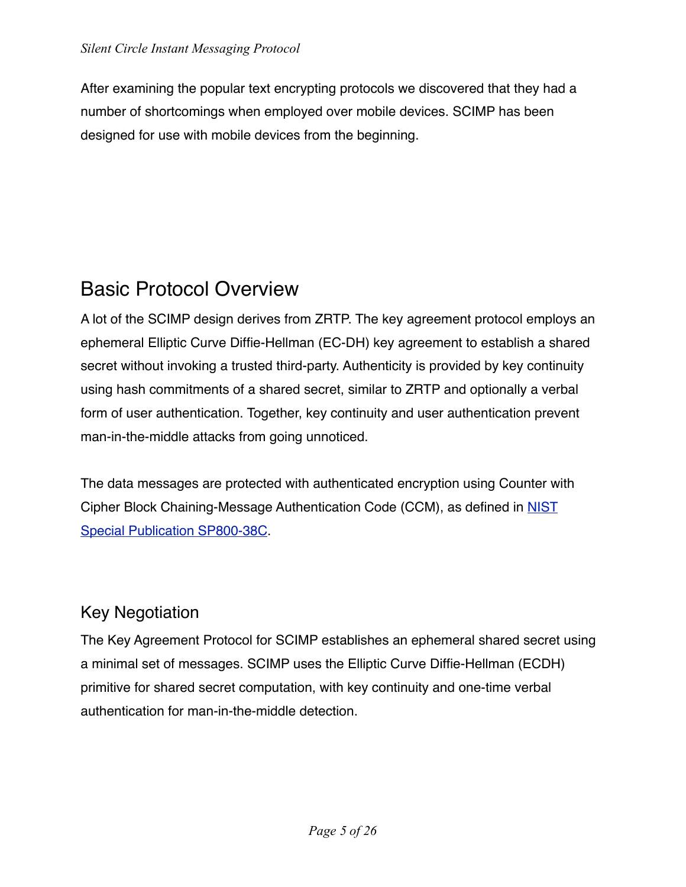After examining the popular text encrypting protocols we discovered that they had a number of shortcomings when employed over mobile devices. SCIMP has been designed for use with mobile devices from the beginning.

# Basic Protocol Overview

A lot of the SCIMP design derives from ZRTP. The key agreement protocol employs an ephemeral Elliptic Curve Diffie-Hellman (EC-DH) key agreement to establish a shared secret without invoking a trusted third-party. Authenticity is provided by key continuity using hash commitments of a shared secret, similar to ZRTP and optionally a verbal form of user authentication. Together, key continuity and user authentication prevent man-in-the-middle attacks from going unnoticed.

The data messages are protected with authenticated encryption using Counter with Cipher Block Chaining-Message Authentication Code (CCM), as defined in [NIST Special Publication SP800-38C](NIST Special Publication SP800-38C).

## Key Negotiation

The Key Agreement Protocol for SCIMP establishes an ephemeral shared secret using a minimal set of messages. SCIMP uses the Elliptic Curve Diffie-Hellman (ECDH) primitive for shared secret computation, with key continuity and one-time verbal authentication for man-in-the-middle detection.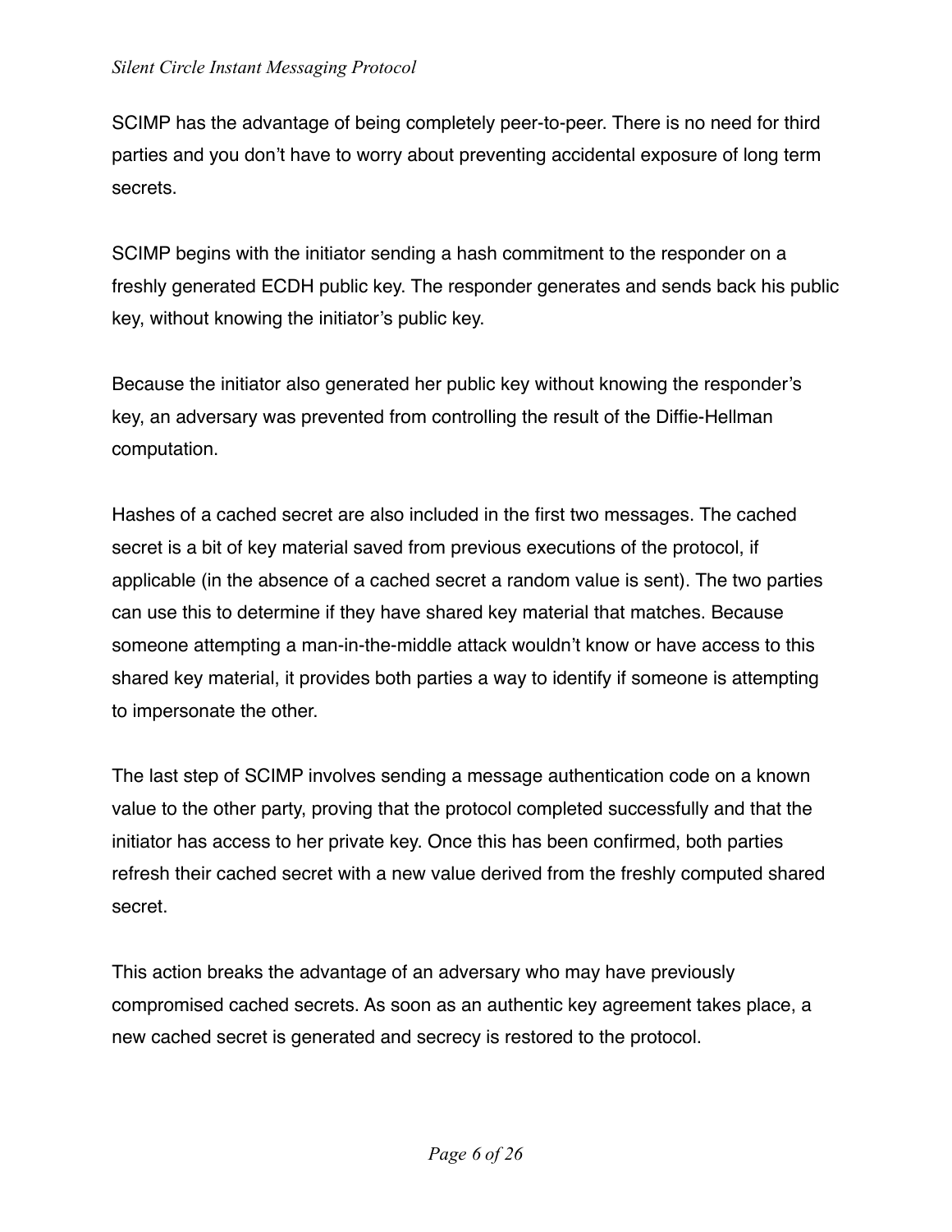SCIMP has the advantage of being completely peer-to-peer. There is no need for third parties and you don't have to worry about preventing accidental exposure of long term secrets.

SCIMP begins with the initiator sending a hash commitment to the responder on a freshly generated ECDH public key. The responder generates and sends back his public key, without knowing the initiator's public key.

Because the initiator also generated her public key without knowing the responder's key, an adversary was prevented from controlling the result of the Diffie-Hellman computation.

Hashes of a cached secret are also included in the first two messages. The cached secret is a bit of key material saved from previous executions of the protocol, if applicable (in the absence of a cached secret a random value is sent). The two parties can use this to determine if they have shared key material that matches. Because someone attempting a man-in-the-middle attack wouldn't know or have access to this shared key material, it provides both parties a way to identify if someone is attempting to impersonate the other.

The last step of SCIMP involves sending a message authentication code on a known value to the other party, proving that the protocol completed successfully and that the initiator has access to her private key. Once this has been confirmed, both parties refresh their cached secret with a new value derived from the freshly computed shared secret.

This action breaks the advantage of an adversary who may have previously compromised cached secrets. As soon as an authentic key agreement takes place, a new cached secret is generated and secrecy is restored to the protocol.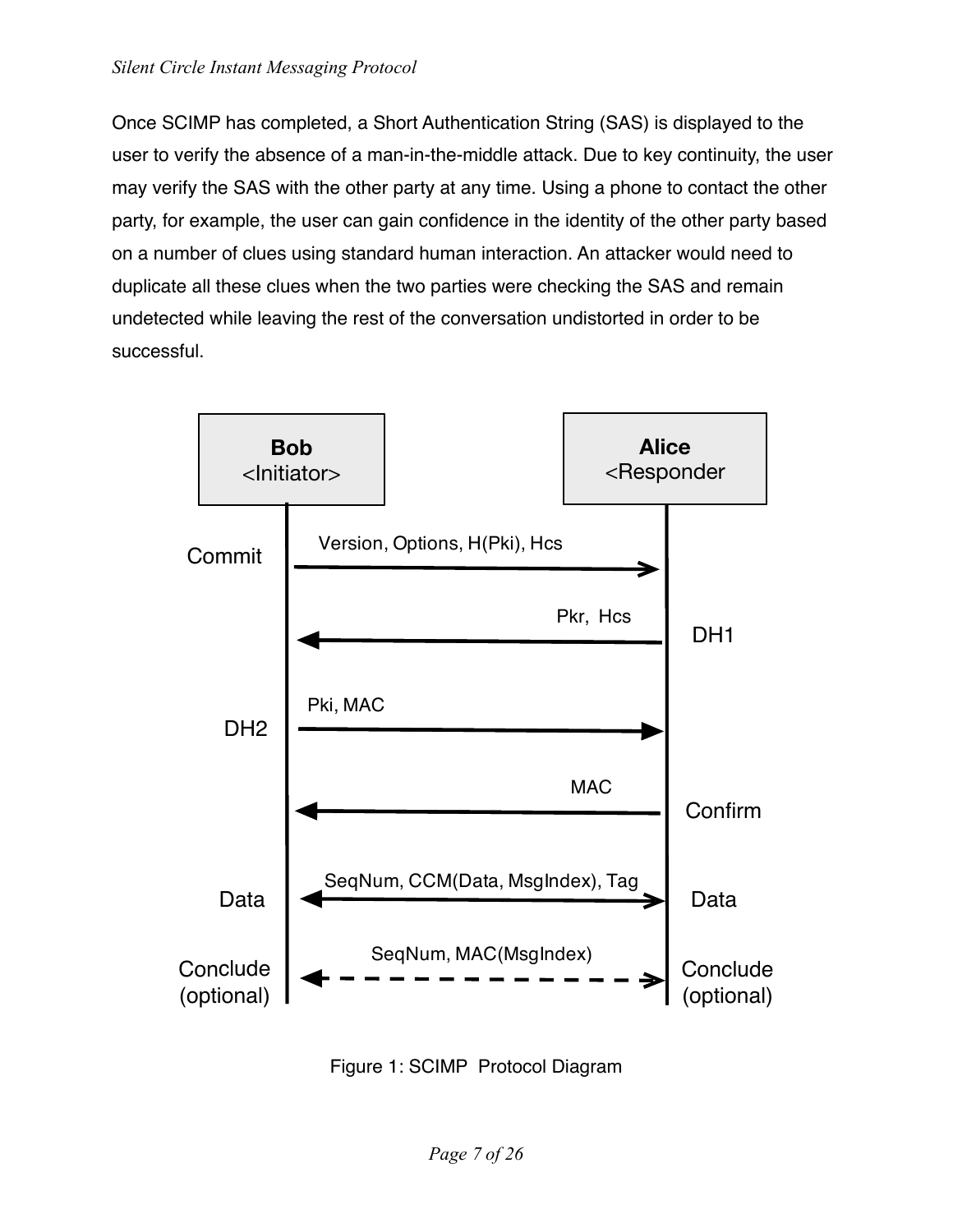Once SCIMP has completed, a Short Authentication String (SAS) is displayed to the user to verify the absence of a man-in-the-middle attack. Due to key continuity, the user may verify the SAS with the other party at any time. Using a phone to contact the other party, for example, the user can gain confidence in the identity of the other party based on a number of clues using standard human interaction. An attacker would need to duplicate all these clues when the two parties were checking the SAS and remain undetected while leaving the rest of the conversation undistorted in order to be successful.

Figure 1: SCIMP Protocol Diagram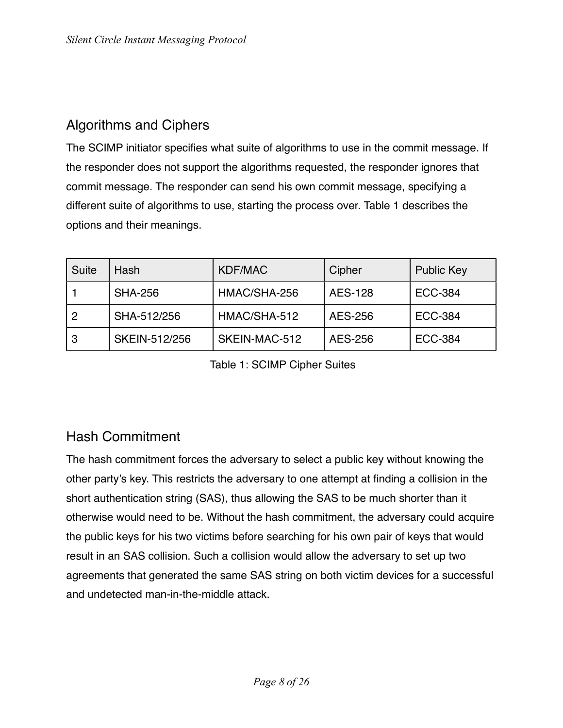## Algorithms and Ciphers

The SCIMP initiator specifies what suite of algorithms to use in the commit message. If the responder does not support the algorithms requested, the responder ignores that commit message. The responder can send his own commit message, specifying a different suite of algorithms to use, starting the process over. Table 1 describes the options and their meanings.

| Suite | Hash | KDF/MAC | Cipher | Public Key |
|---|---|---|---|---|
| 1 | SHA-256 | HMAC/SHA-256 | AES-128 | ECC-384 |
| 2 | SHA-512/256 | HMAC/SHA-512 | AES-256 | ECC-384 |
| 3 | SKEIN-512/256 | SKEIN-MAC-512 | AES-256 | ECC-384 |

Table 1: SCIMP Cipher Suites

## Hash Commitment

The hash commitment forces the adversary to select a public key without knowing the other party's key. This restricts the adversary to one attempt at finding a collision in the short authentication string (SAS), thus allowing the SAS to be much shorter than it otherwise would need to be. Without the hash commitment, the adversary could acquire the public keys for his two victims before searching for his own pair of keys that would result in an SAS collision. Such a collision would allow the adversary to set up two agreements that generated the same SAS string on both victim devices for a successful and undetected man-in-the-middle attack.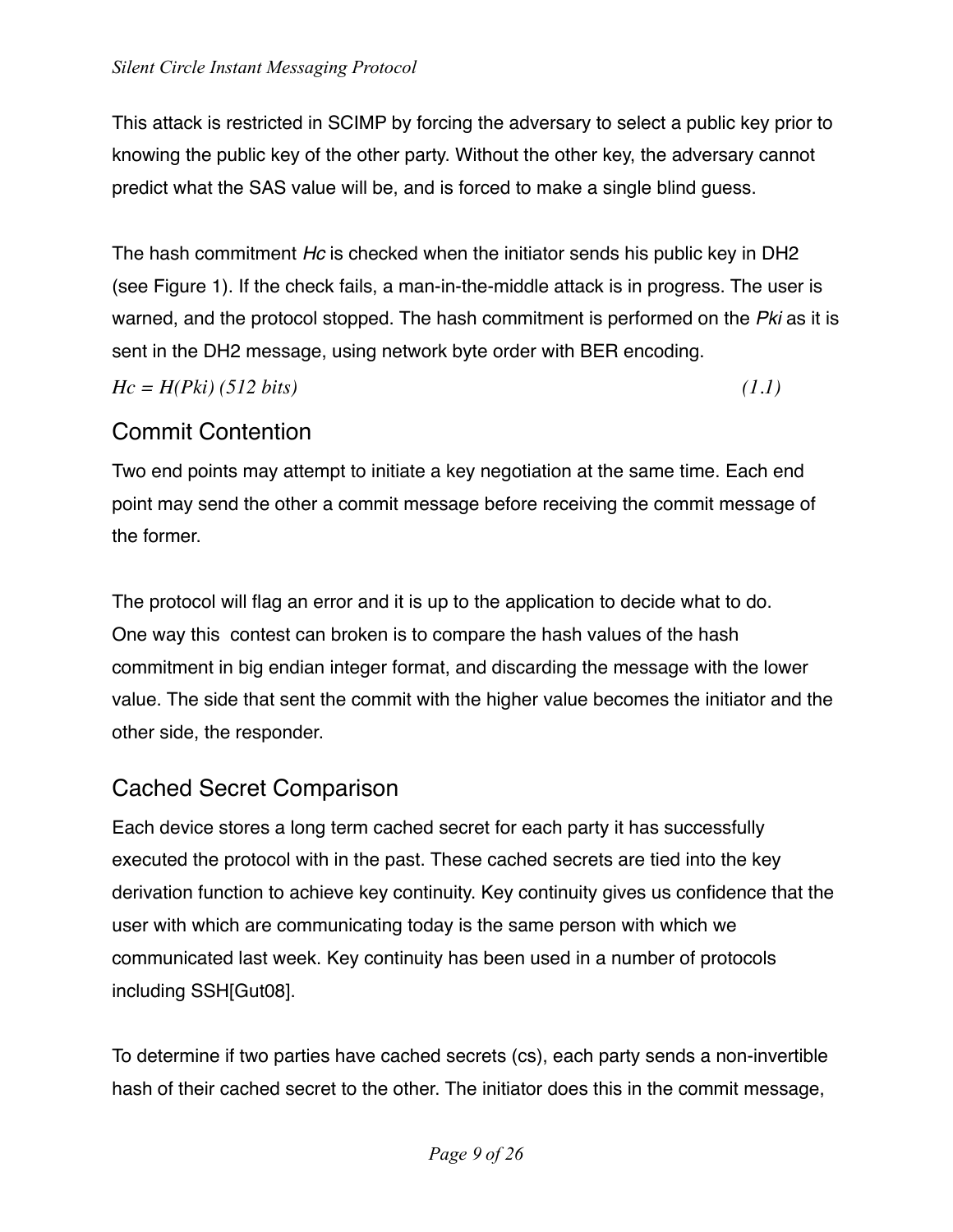This attack is restricted in SCIMP by forcing the adversary to select a public key prior to knowing the public key of the other party. Without the other key, the adversary cannot predict what the SAS value will be, and is forced to make a single blind guess.

The hash commitment *Hc* is checked when the initiator sends his public key in DH2 (see Figure 1). If the check fails, a man-in-the-middle attack is in progress. The user is warned, and the protocol stopped. The hash commitment is performed on the *Pki* as it is sent in the DH2 message, using network byte order with BER encoding.

$$Hc = H(Pki) \text{ (512 bits)} \qquad (1.1)$$

## Commit Contention

Two end points may attempt to initiate a key negotiation at the same time. Each end point may send the other a commit message before receiving the commit message of the former.

The protocol will flag an error and it is up to the application to decide what to do. One way this contest can broken is to compare the hash values of the hash commitment in big endian integer format, and discarding the message with the lower value. The side that sent the commit with the higher value becomes the initiator and the other side, the responder.

## Cached Secret Comparison

Each device stores a long term cached secret for each party it has successfully executed the protocol with in the past. These cached secrets are tied into the key derivation function to achieve key continuity. Key continuity gives us confidence that the user with which are communicating today is the same person with which we communicated last week. Key continuity has been used in a number of protocols including SSH[Gut08].

To determine if two parties have cached secrets (cs), each party sends a non-invertible hash of their cached secret to the other. The initiator does this in the commit message,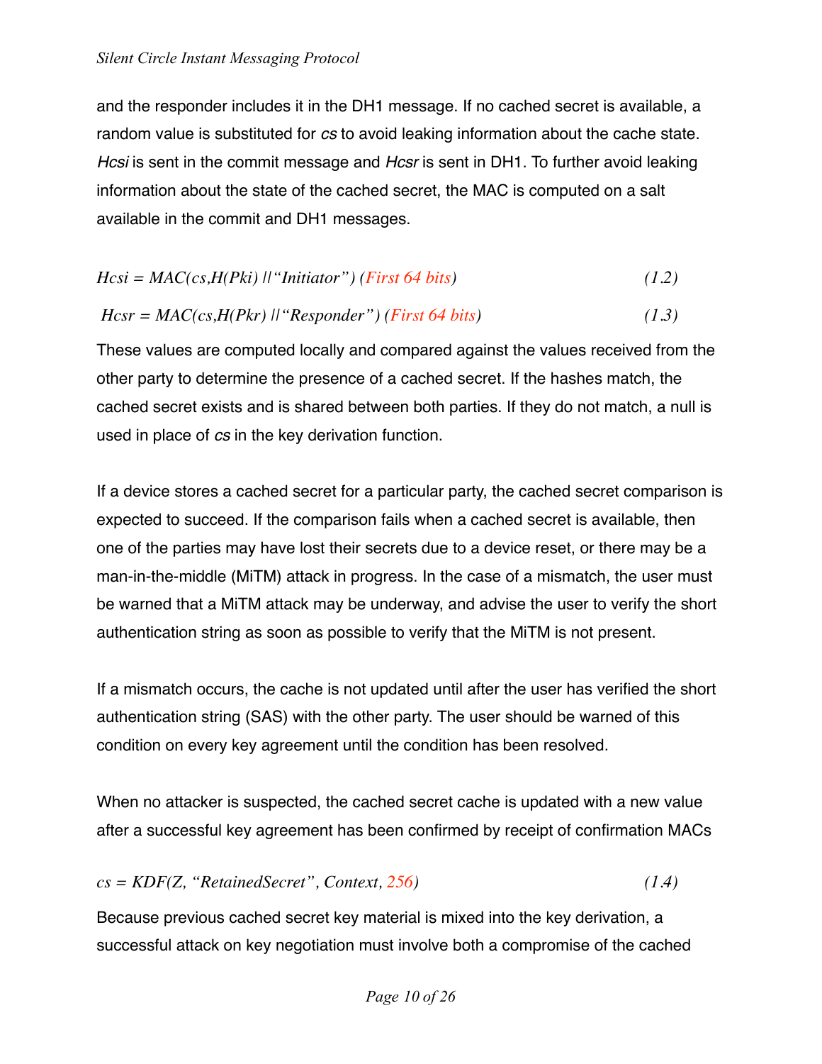and the responder includes it in the DH1 message. If no cached secret is available, a random value is substituted for *cs* to avoid leaking information about the cache state. *Hcsi* is sent in the commit message and *Hcsr* is sent in DH1. To further avoid leaking information about the state of the cached secret, the MAC is computed on a salt available in the commit and DH1 messages.

$$Hcsi = MAC(cs, H(Pki) \,||\, \text{“Initiator”}) \text{ (First 64 bits)} \tag{1.2}$$

$$Hcsr = MAC(cs, H(Pkr) \,||\, \text{“Responder”}) \text{ (First 64 bits)} \tag{1.3}$$

These values are computed locally and compared against the values received from the other party to determine the presence of a cached secret. If the hashes match, the cached secret exists and is shared between both parties. If they do not match, a null is used in place of *cs* in the key derivation function.

If a device stores a cached secret for a particular party, the cached secret comparison is expected to succeed. If the comparison fails when a cached secret is available, then one of the parties may have lost their secrets due to a device reset, or there may be a man-in-the-middle (MiTM) attack in progress. In the case of a mismatch, the user must be warned that a MiTM attack may be underway, and advise the user to verify the short authentication string as soon as possible to verify that the MiTM is not present.

If a mismatch occurs, the cache is not updated until after the user has verified the short authentication string (SAS) with the other party. The user should be warned of this condition on every key agreement until the condition has been resolved.

When no attacker is suspected, the cached secret cache is updated with a new value after a successful key agreement has been confirmed by receipt of confirmation MACs

$$cs = KDF(Z, \text{“RetainedSecret”}, Context, 256) \tag{1.4}$$

Because previous cached secret key material is mixed into the key derivation, a successful attack on key negotiation must involve both a compromise of the cached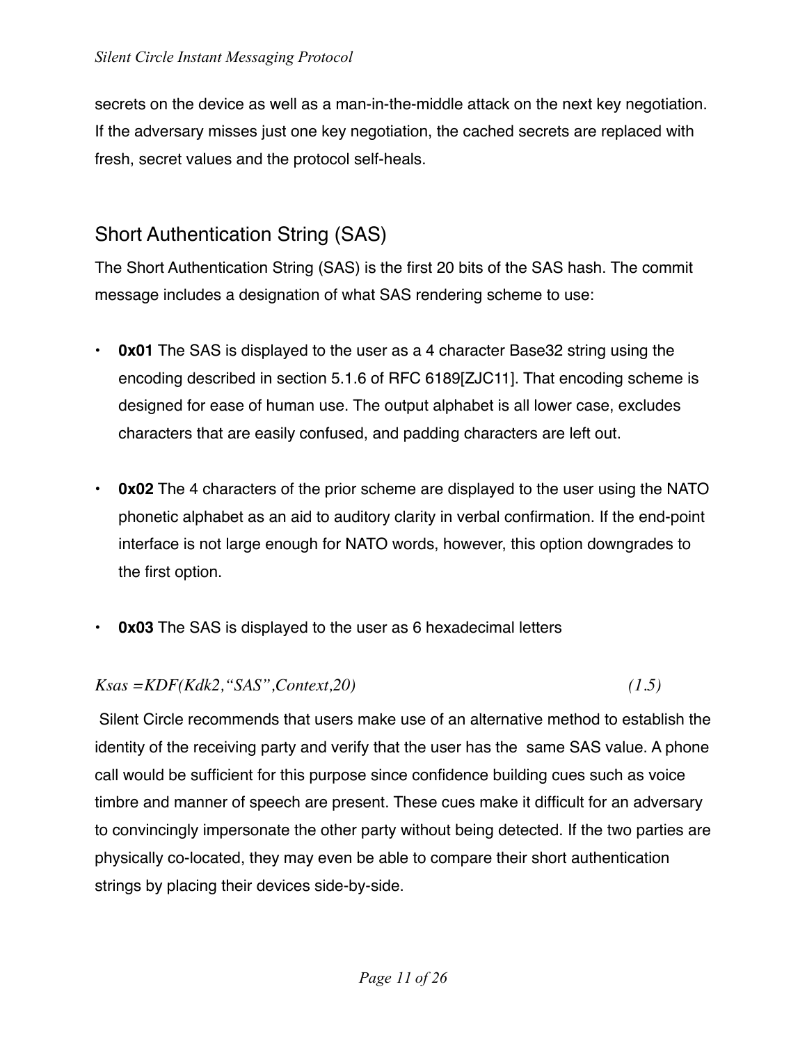secrets on the device as well as a man-in-the-middle attack on the next key negotiation. If the adversary misses just one key negotiation, the cached secrets are replaced with fresh, secret values and the protocol self-heals.

## Short Authentication String (SAS)

The Short Authentication String (SAS) is the first 20 bits of the SAS hash. The commit message includes a designation of what SAS rendering scheme to use:

- **0x01** The SAS is displayed to the user as a 4 character Base32 string using the encoding described in section 5.1.6 of RFC 6189[ZJC11]. That encoding scheme is designed for ease of human use. The output alphabet is all lower case, excludes characters that are easily confused, and padding characters are left out.

- **0x02** The 4 characters of the prior scheme are displayed to the user using the NATO phonetic alphabet as an aid to auditory clarity in verbal confirmation. If the end-point interface is not large enough for NATO words, however, this option downgrades to the first option.

- **0x03** The SAS is displayed to the user as 6 hexadecimal letters

$$K_{sas} = KDF(K_{dk2}, \text{"SAS"}, Context, 20) \tag{1.5}$$

Silent Circle recommends that users make use of an alternative method to establish the identity of the receiving party and verify that the user has the same SAS value. A phone call would be sufficient for this purpose since confidence building cues such as voice timbre and manner of speech are present. These cues make it difficult for an adversary to convincingly impersonate the other party without being detected. If the two parties are physically co-located, they may even be able to compare their short authentication strings by placing their devices side-by-side.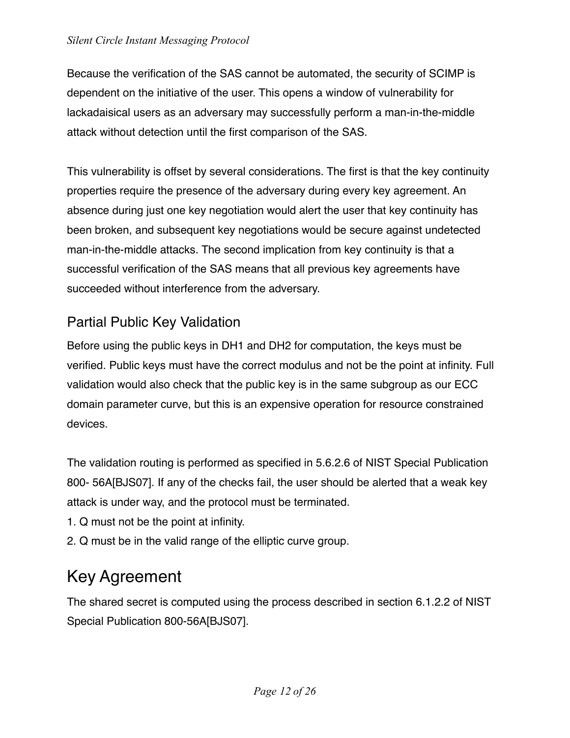Because the verification of the SAS cannot be automated, the security of SCIMP is dependent on the initiative of the user. This opens a window of vulnerability for lackadaisical users as an adversary may successfully perform a man-in-the-middle attack without detection until the first comparison of the SAS.

This vulnerability is offset by several considerations. The first is that the key continuity properties require the presence of the adversary during every key agreement. An absence during just one key negotiation would alert the user that key continuity has been broken, and subsequent key negotiations would be secure against undetected man-in-the-middle attacks. The second implication from key continuity is that a successful verification of the SAS means that all previous key agreements have succeeded without interference from the adversary.

### Partial Public Key Validation

Before using the public keys in DH1 and DH2 for computation, the keys must be verified. Public keys must have the correct modulus and not be the point at infinity. Full validation would also check that the public key is in the same subgroup as our ECC domain parameter curve, but this is an expensive operation for resource constrained devices.

The validation routing is performed as specified in 5.6.2.6 of NIST Special Publication 800- 56A[BJS07]. If any of the checks fail, the user should be alerted that a weak key attack is under way, and the protocol must be terminated.

1. Q must not be the point at infinity.
2. Q must be in the valid range of the elliptic curve group.

## Key Agreement

The shared secret is computed using the process described in section 6.1.2.2 of NIST Special Publication 800-56A[BJS07].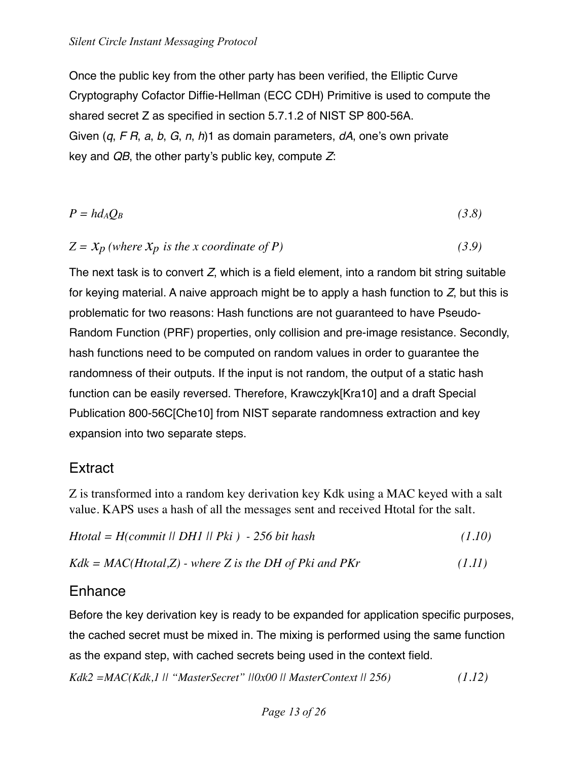Once the public key from the other party has been verified, the Elliptic Curve Cryptography Cofactor Diffie-Hellman (ECC CDH) Primitive is used to compute the shared secret Z as specified in section 5.7.1.2 of NIST SP 800-56A.
Given (*q*, *F R*, *a*, *b*, *G*, *n*, *h*)1 as domain parameters, *dA*, one's own private key and *QB*, the other party's public key, compute *Z*:

$$P = hd_A Q_B \tag{3.8}$$

$$Z = x_p \text{ (where } x_p \text{ is the x coordinate of P)} \tag{3.9}$$

The next task is to convert *Z*, which is a field element, into a random bit string suitable for keying material. A naive approach might be to apply a hash function to *Z*, but this is problematic for two reasons: Hash functions are not guaranteed to have Pseudo-Random Function (PRF) properties, only collision and pre-image resistance. Secondly, hash functions need to be computed on random values in order to guarantee the randomness of their outputs. If the input is not random, the output of a static hash function can be easily reversed. Therefore, Krawczyk[Kra10] and a draft Special Publication 800-56C[Che10] from NIST separate randomness extraction and key expansion into two separate steps.

## Extract

Z is transformed into a random key derivation key Kdk using a MAC keyed with a salt value. KAPS uses a hash of all the messages sent and received Htotal for the salt.

*Htotal = H(commit || DH1 || Pki ) - 256 bit hash* (1.10)

*Kdk = MAC(Htotal,Z) - where Z is the DH of Pki and PKr* (1.11)

## Enhance

Before the key derivation key is ready to be expanded for application specific purposes, the cached secret must be mixed in. The mixing is performed using the same function as the expand step, with cached secrets being used in the context field.

*Kdk2 =MAC(Kdk,1 || "MasterSecret" ||0x00 || MasterContext || 256)* (1.12)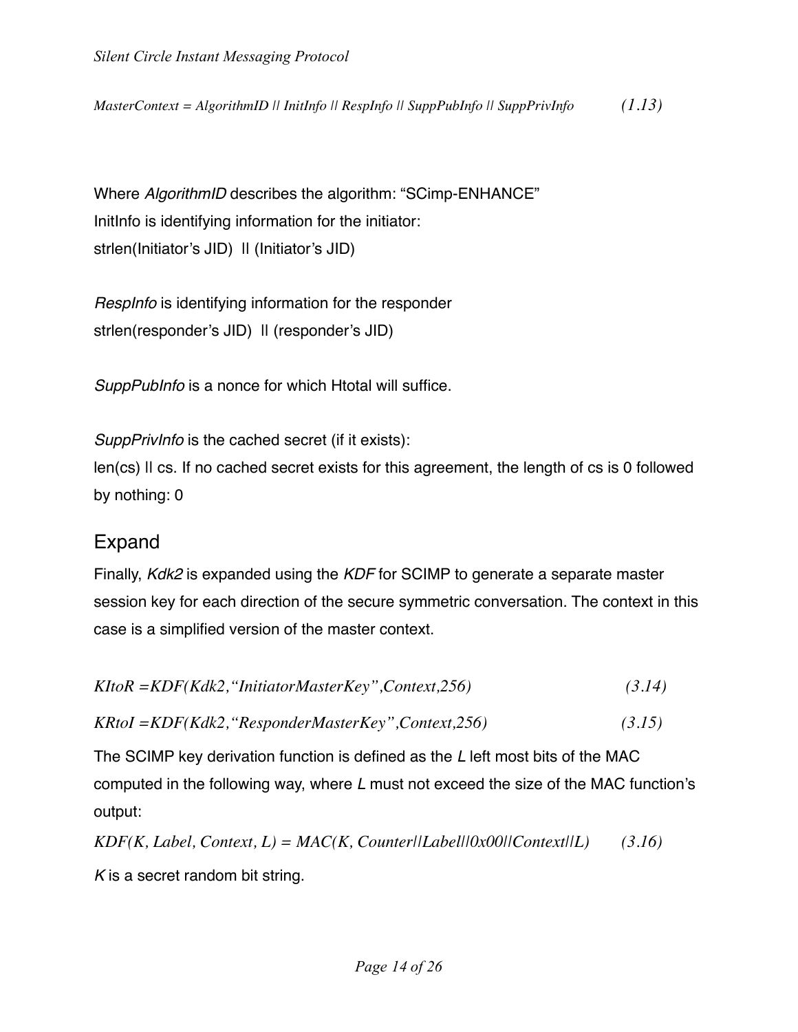$$MasterContext = AlgorithmID \,||\, InitInfo \,||\, RespInfo \,||\, SuppPubInfo \,||\, SuppPrivInfo \qquad (1.13)$$

Where *AlgorithmID* describes the algorithm: "SCimp-ENHANCE"
InitInfo is identifying information for the initiator:
strlen(Initiator's JID) || (Initiator's JID)

*RespInfo* is identifying information for the responder
strlen(responder's JID) || (responder's JID)

*SuppPubInfo* is a nonce for which Htotal will suffice.

*SuppPrivInfo* is the cached secret (if it exists):
len(cs) || cs. If no cached secret exists for this agreement, the length of cs is 0 followed by nothing: 0

## Expand

Finally, *Kdk2* is expanded using the *KDF* for SCIMP to generate a separate master session key for each direction of the secure symmetric conversation. The context in this case is a simplified version of the master context.

$$KItoR = KDF(Kdk2, \text{"InitiatorMasterKey"}, Context, 256) \qquad (3.14)$$

$$KRtoI = KDF(Kdk2, \text{"ResponderMasterKey"}, Context, 256) \qquad (3.15)$$

The SCIMP key derivation function is defined as the *L* left most bits of the MAC computed in the following way, where *L* must not exceed the size of the MAC function's output:

$$KDF(K, Label, Context, L) = MAC(K, Counter||Label||0x00||Context||L) \qquad (3.16)$$

*K* is a secret random bit string.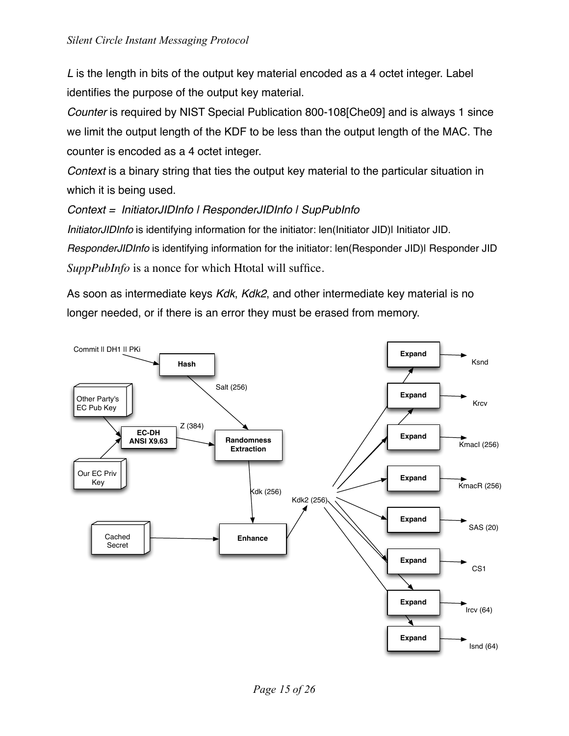*L* is the length in bits of the output key material encoded as a 4 octet integer. Label identifies the purpose of the output key material.

*Counter* is required by NIST Special Publication 800-108[Che09] and is always 1 since we limit the output length of the KDF to be less than the output length of the MAC. The counter is encoded as a 4 octet integer.

*Context* is a binary string that ties the output key material to the particular situation in which it is being used.

*Context = InitiatorJIDInfo | ResponderJIDInfo | SupPubInfo*

*InitiatorJIDInfo* is identifying information for the initiator: len(Initiator JID)| Initiator JID.

*ResponderJIDInfo* is identifying information for the initiator: len(Responder JID)| Responder JID

*SuppPubInfo* is a nonce for which Htotal will suffice.

As soon as intermediate keys *Kdk*, *Kdk2*, and other intermediate key material is no longer needed, or if there is an error they must be erased from memory.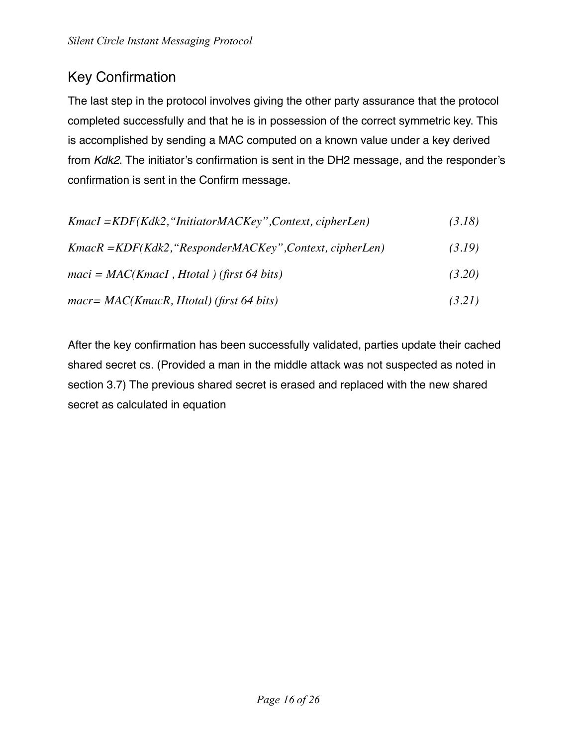## Key Confirmation

The last step in the protocol involves giving the other party assurance that the protocol completed successfully and that he is in possession of the correct symmetric key. This is accomplished by sending a MAC computed on a known value under a key derived from *Kdk2*. The initiator's confirmation is sent in the DH2 message, and the responder's confirmation is sent in the Confirm message.

$$KmacI = KDF(Kdk2, \text{“InitiatorMACKey”}, Context, cipherLen) \tag{3.18}$$

$$KmacR = KDF(Kdk2, \text{“ResponderMACKey”}, Context, cipherLen) \tag{3.19}$$

$$maci = MAC(KmacI, Htotal) \text{ (first 64 bits)} \tag{3.20}$$

$$macr = MAC(KmacR, Htotal) \text{ (first 64 bits)} \tag{3.21}$$

After the key confirmation has been successfully validated, parties update their cached shared secret cs. (Provided a man in the middle attack was not suspected as noted in section 3.7) The previous shared secret is erased and replaced with the new shared secret as calculated in equation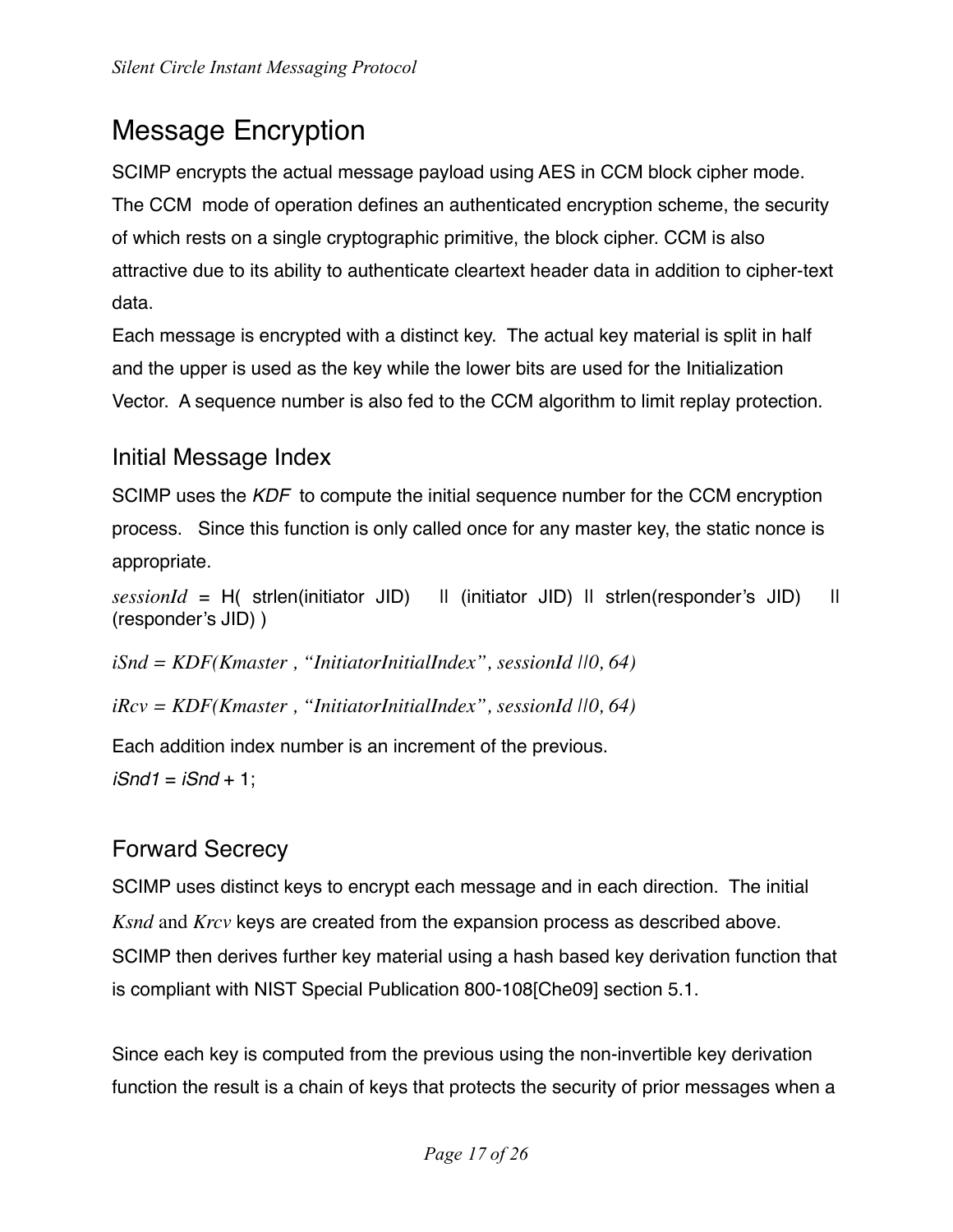# Message Encryption

SCIMP encrypts the actual message payload using AES in CCM block cipher mode. The CCM mode of operation defines an authenticated encryption scheme, the security of which rests on a single cryptographic primitive, the block cipher. CCM is also attractive due to its ability to authenticate cleartext header data in addition to cipher-text data.

Each message is encrypted with a distinct key. The actual key material is split in half and the upper is used as the key while the lower bits are used for the Initialization Vector. A sequence number is also fed to the CCM algorithm to limit replay protection.

## Initial Message Index

SCIMP uses the *KDF* to compute the initial sequence number for the CCM encryption process. Since this function is only called once for any master key, the static nonce is appropriate.

*sessionId* = H( strlen(initiator JID) || (initiator JID) || strlen(responder's JID) || (responder's JID) )

*iSnd = KDF(Kmaster , "InitiatorInitialIndex", sessionId ||0, 64)*

*iRcv = KDF(Kmaster , "InitiatorInitialIndex", sessionId ||0, 64)*

Each addition index number is an increment of the previous.

*iSnd1* = *iSnd* + 1;

## Forward Secrecy

SCIMP uses distinct keys to encrypt each message and in each direction. The initial *Ksnd* and *Krcv* keys are created from the expansion process as described above. SCIMP then derives further key material using a hash based key derivation function that is compliant with NIST Special Publication 800-108[Che09] section 5.1.

Since each key is computed from the previous using the non-invertible key derivation function the result is a chain of keys that protects the security of prior messages when a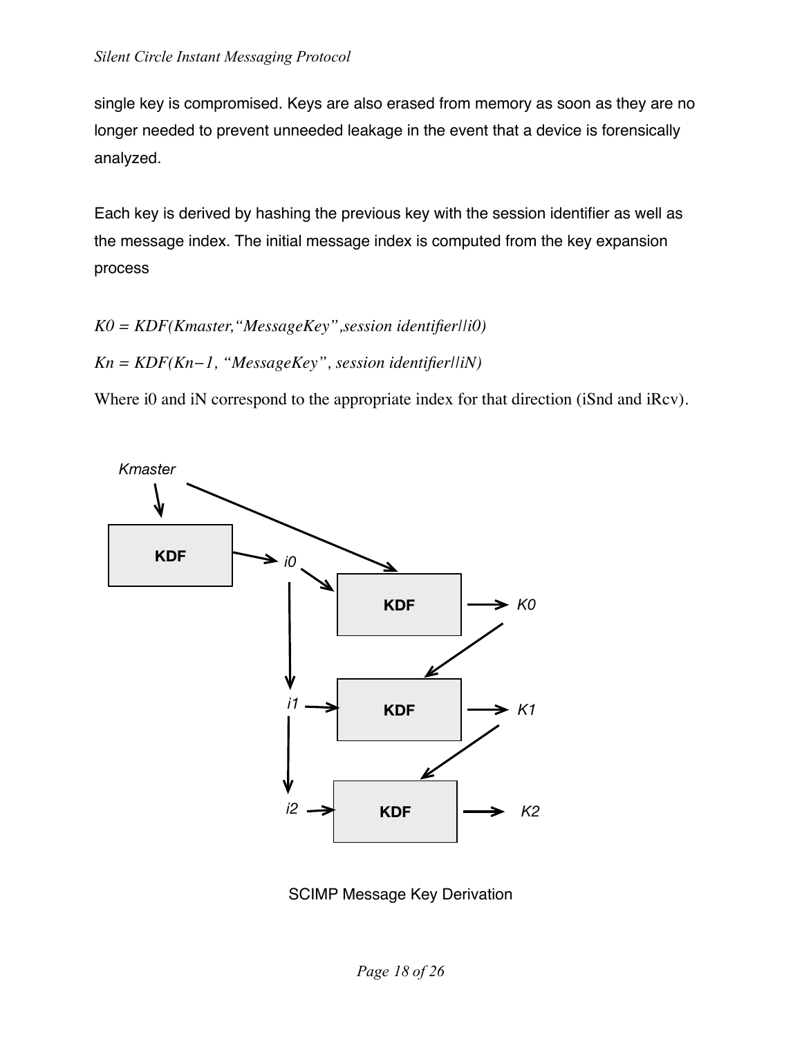single key is compromised. Keys are also erased from memory as soon as they are no longer needed to prevent unneeded leakage in the event that a device is forensically analyzed.

Each key is derived by hashing the previous key with the session identifier as well as the message index. The initial message index is computed from the key expansion process

*K0 = KDF(Kmaster,"MessageKey",session identifier||i0)*

*Kn = KDF(Kn−1, "MessageKey", session identifier||iN)*

Where i0 and iN correspond to the appropriate index for that direction (iSnd and iRcv).

SCIMP Message Key Derivation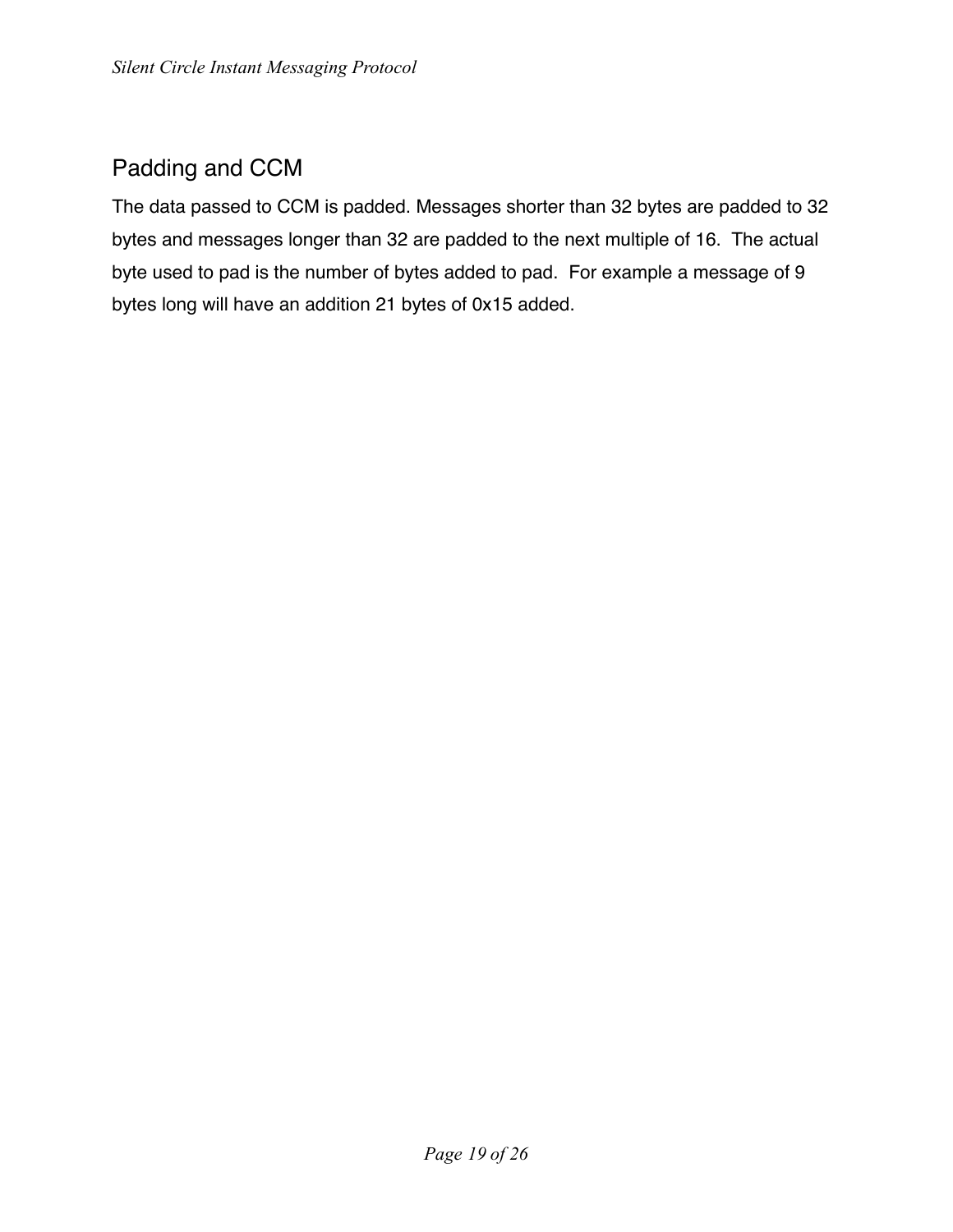## Padding and CCM

The data passed to CCM is padded. Messages shorter than 32 bytes are padded to 32 bytes and messages longer than 32 are padded to the next multiple of 16.  The actual byte used to pad is the number of bytes added to pad.  For example a message of 9 bytes long will have an addition 21 bytes of 0x15 added.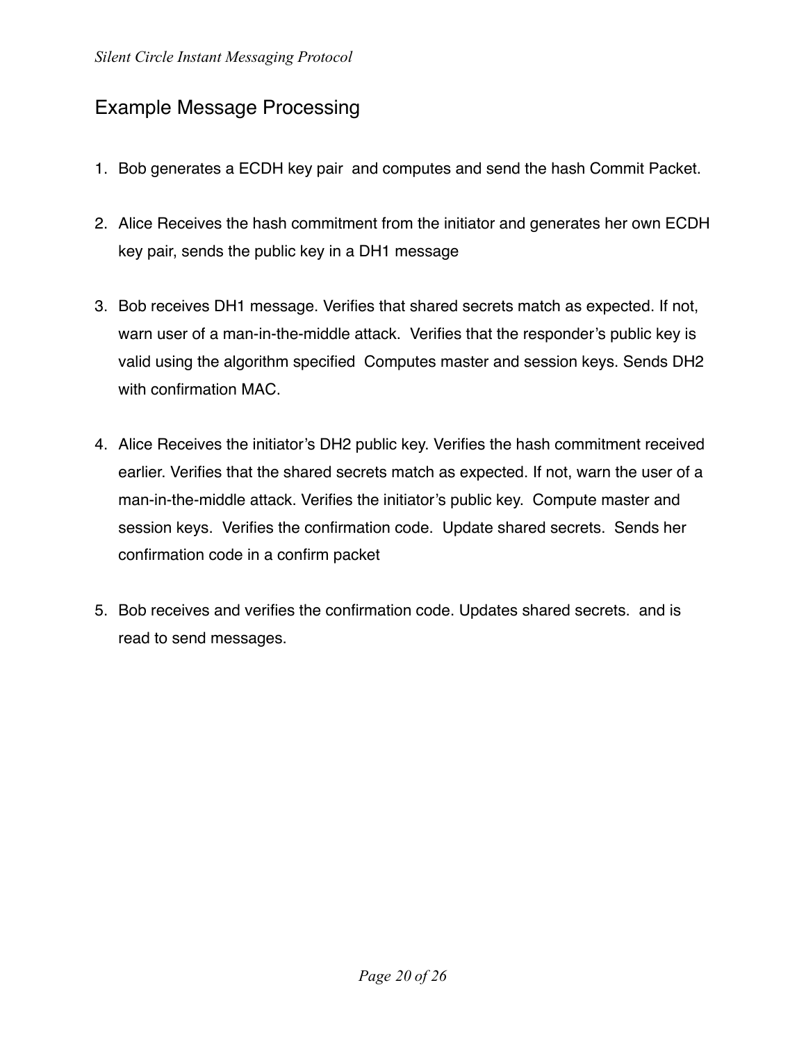## Example Message Processing

1. Bob generates a ECDH key pair  and computes and send the hash Commit Packet.

2. Alice Receives the hash commitment from the initiator and generates her own ECDH key pair, sends the public key in a DH1 message

3. Bob receives DH1 message. Verifies that shared secrets match as expected. If not, warn user of a man-in-the-middle attack.  Verifies that the responder's public key is valid using the algorithm specified  Computes master and session keys. Sends DH2 with confirmation MAC.

4. Alice Receives the initiator's DH2 public key. Verifies the hash commitment received earlier. Verifies that the shared secrets match as expected. If not, warn the user of a man-in-the-middle attack. Verifies the initiator's public key.  Compute master and session keys.  Verifies the confirmation code.  Update shared secrets.  Sends her confirmation code in a confirm packet

5. Bob receives and verifies the confirmation code. Updates shared secrets.  and is read to send messages.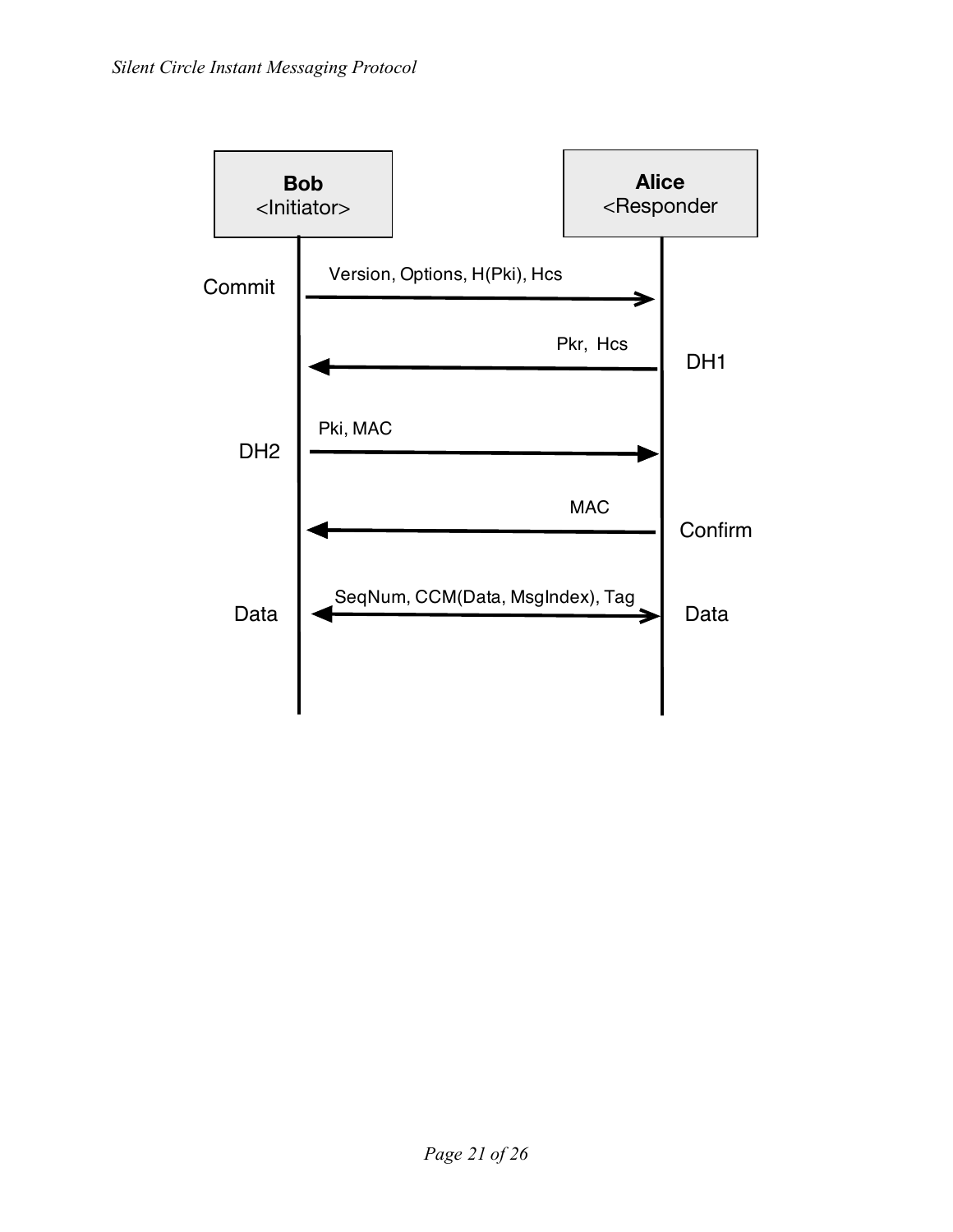**Bob**
<Initiator>

**Alice**
<Responder

Commit — Version, Options, H(Pki), Hcs →

DH1 — ← Pkr, Hcs

DH2 — Pki, MAC →

Confirm — ← MAC

Data — SeqNum, CCM(Data, MsgIndex), Tag ↔ — Data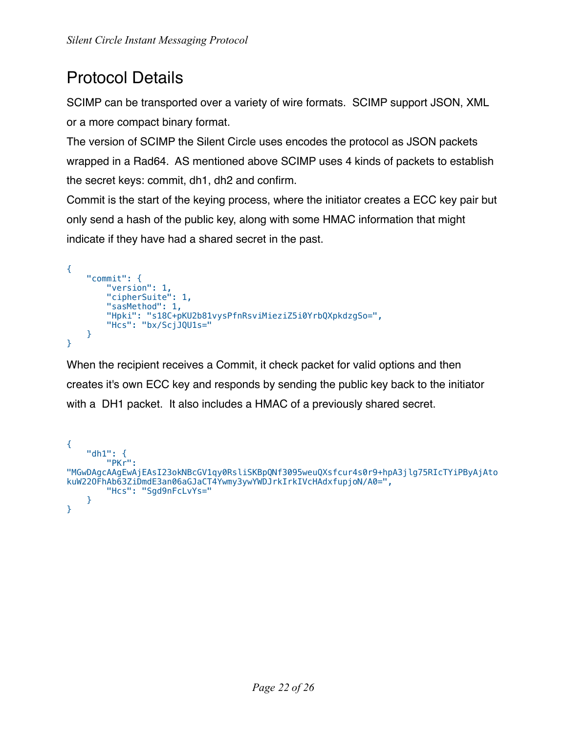## Protocol Details

SCIMP can be transported over a variety of wire formats. SCIMP support JSON, XML or a more compact binary format.

The version of SCIMP the Silent Circle uses encodes the protocol as JSON packets wrapped in a Rad64. AS mentioned above SCIMP uses 4 kinds of packets to establish the secret keys: commit, dh1, dh2 and confirm.

Commit is the start of the keying process, where the initiator creates a ECC key pair but only send a hash of the public key, along with some HMAC information that might indicate if they have had a shared secret in the past.

```
{
    "commit": {
        "version": 1,
        "cipherSuite": 1,
        "sasMethod": 1,
        "Hpki": "s18C+pKU2b81vysPfnRsviMieziZ5i0YrbQXpkdzgSo=",
        "Hcs": "bx/ScjJQU1s="
    }
}
```

When the recipient receives a Commit, it check packet for valid options and then creates it's own ECC key and responds by sending the public key back to the initiator with a DH1 packet. It also includes a HMAC of a previously shared secret.

```
{
    "dh1": {
        "PKr":
"MGwDAgcAAgEwAjEAsI23okNBcGV1qy0RsliSKBpQNf3095weuQXsfcur4s0r9+hpA3jlg75RIcTYiPByAjAto
kuW22OFhAb63ZiDmdE3an06aGJaCT4Ywmy3ywYWDJrkIrkIVcHAdxfupjoN/A0=",
        "Hcs": "Sgd9nFcLvYs="
    }
}
```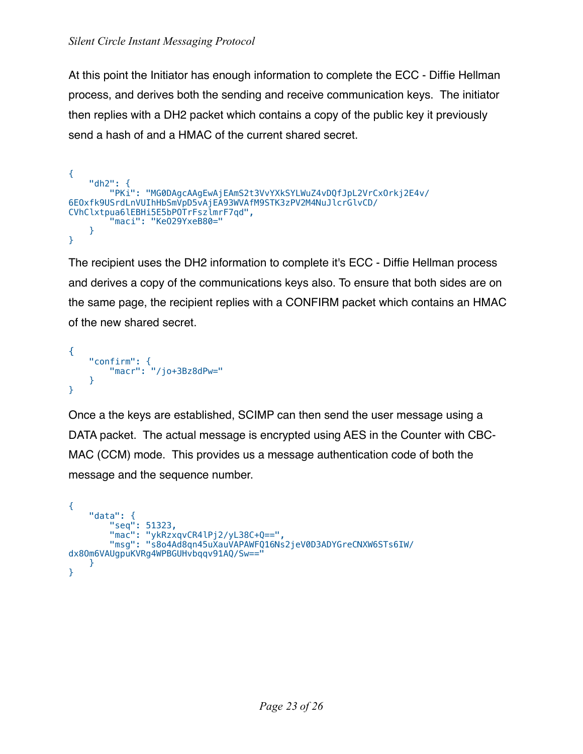At this point the Initiator has enough information to complete the ECC - Diffie Hellman process, and derives both the sending and receive communication keys. The initiator then replies with a DH2 packet which contains a copy of the public key it previously send a hash of and a HMAC of the current shared secret.

```
{
    "dh2": {
        "PKi": "MG0DAgcAAgEwAjEAmS2t3VvYXkSYLWuZ4vDQfJpL2VrCxOrkj2E4v/
6EOxfk9USrdLnVUIhHbSmVpD5vAjEA93WVAfM9STK3zPV2M4NuJlcrGlvCD/
CVhClxtpua6lEBHi5E5bPOTrFszlmrF7qd",
        "maci": "KeO29YxeB80="
    }
}
```

The recipient uses the DH2 information to complete it's ECC - Diffie Hellman process and derives a copy of the communications keys also. To ensure that both sides are on the same page, the recipient replies with a CONFIRM packet which contains an HMAC of the new shared secret.

```
{
    "confirm": {
        "macr": "/jo+3Bz8dPw="
    }
}
```

Once a the keys are established, SCIMP can then send the user message using a DATA packet. The actual message is encrypted using AES in the Counter with CBC-MAC (CCM) mode. This provides us a message authentication code of both the message and the sequence number.

```
{
    "data": {
        "seq": 51323,
        "mac": "ykRzxqvCR4lPj2/yL38C+Q==",
        "msg": "s8o4Ad8qn45uXauVAPAWFQ16Ns2jeV0D3ADYGreCNXW6STs6IW/
dx8Om6VAUgpuKVRg4WPBGUHvbqqv91AQ/Sw=="
    }
}
```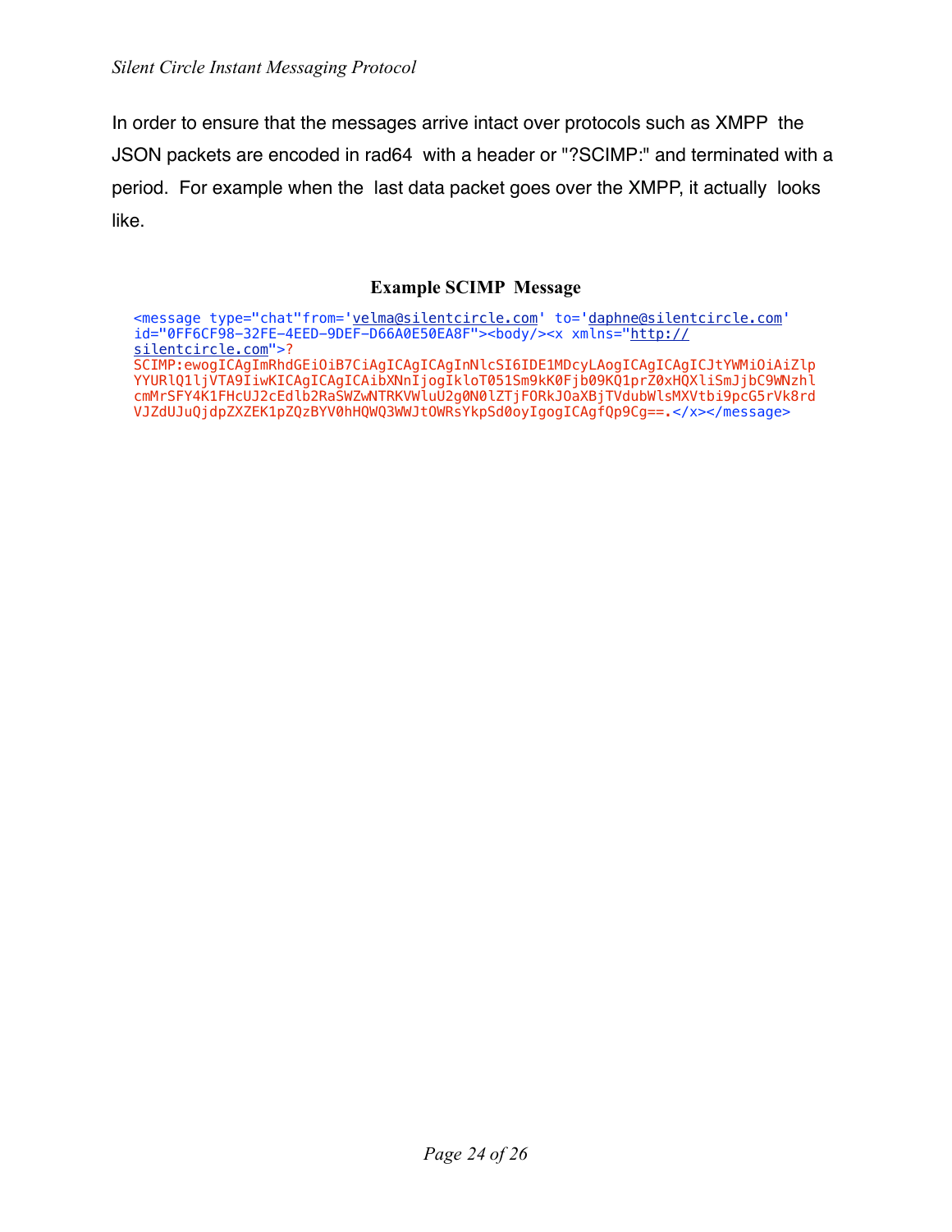In order to ensure that the messages arrive intact over protocols such as XMPP the JSON packets are encoded in rad64 with a header or "?SCIMP:" and terminated with a period. For example when the last data packet goes over the XMPP, it actually looks like.

### Example SCIMP Message

```
<message type="chat"from='velma@silentcircle.com' to='daphne@silentcircle.com'
id="0FF6CF98-32FE-4EED-9DEF-D66A0E50EA8F"><body/><x xmlns="http://
silentcircle.com">?
SCIMP:ewogICAgImRhdGEiOiB7CiAgICAgICAgInNlcSI6IDE1MDcyLAogICAgICAgICJtYWMiOiAiZlp
YYURlQ1ljVTA9IiwKICAgICAgICAibXNnIjogIkloT051Sm9kK0Fjb09KQ1prZ0xHQXliSmJjbC9WNzhl
cmMrSFY4K1FHcUJ2cEdlb2RaSWZwNTRKVWluU2g0N0lZTjFORkJOaXBjTVdubWlsMXVtbi9pcG5rVk8rd
VJZdUJuQjdpZXZEK1pZQzBYV0hHQWQ3WWJtOWRsYkpSd0oyIgogICAgfQp9Cg==.</x></message>
```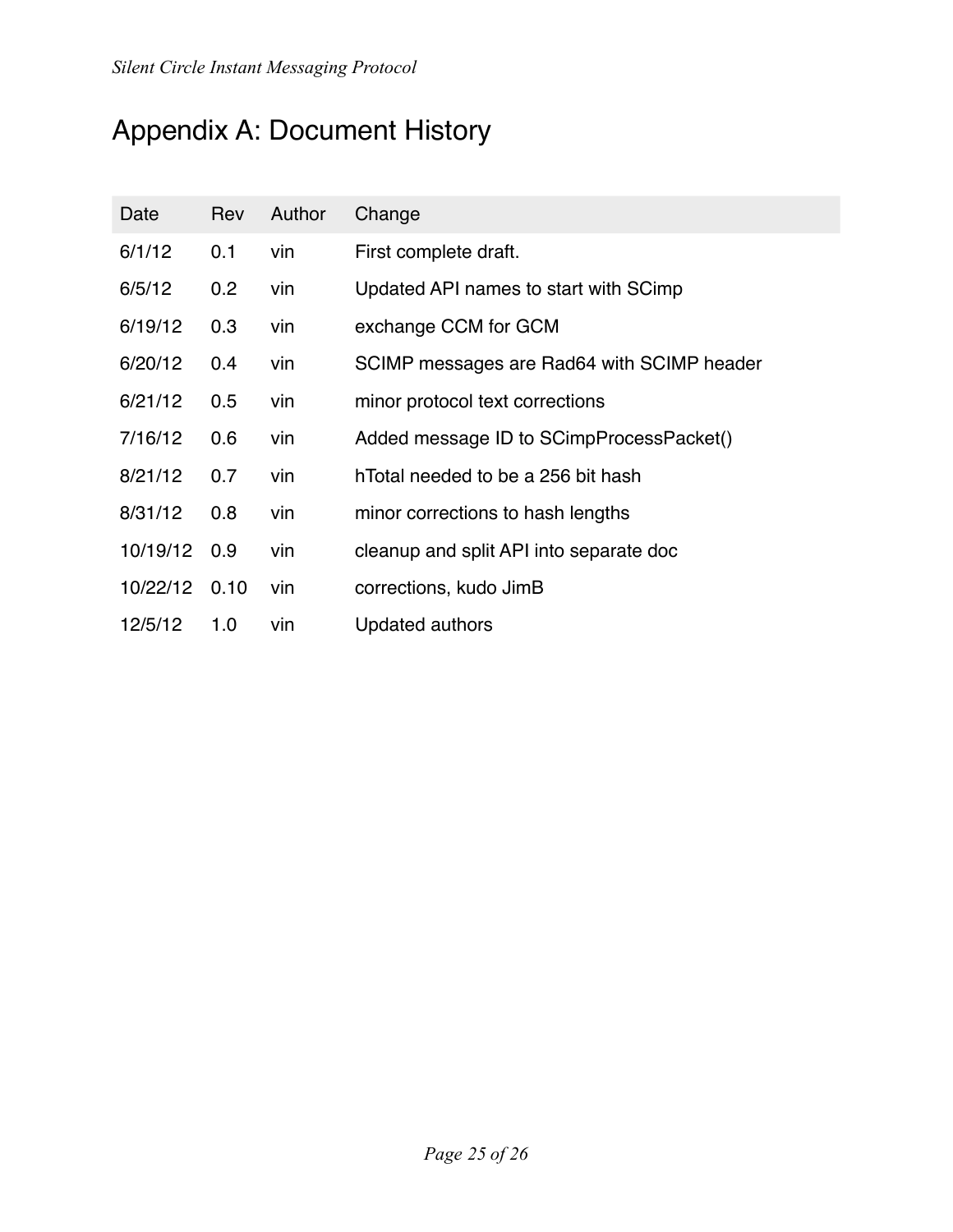# Appendix A: Document History

| Date | Rev | Author | Change |
| --- | --- | --- | --- |
| 6/1/12 | 0.1 | vin | First complete draft. |
| 6/5/12 | 0.2 | vin | Updated API names to start with SCimp |
| 6/19/12 | 0.3 | vin | exchange CCM for GCM |
| 6/20/12 | 0.4 | vin | SCIMP messages are Rad64 with SCIMP header |
| 6/21/12 | 0.5 | vin | minor protocol text corrections |
| 7/16/12 | 0.6 | vin | Added message ID to SCimpProcessPacket() |
| 8/21/12 | 0.7 | vin | hTotal needed to be a 256 bit hash |
| 8/31/12 | 0.8 | vin | minor corrections to hash lengths |
| 10/19/12 | 0.9 | vin | cleanup and split API into separate doc |
| 10/22/12 | 0.10 | vin | corrections, kudo JimB |
| 12/5/12 | 1.0 | vin | Updated authors |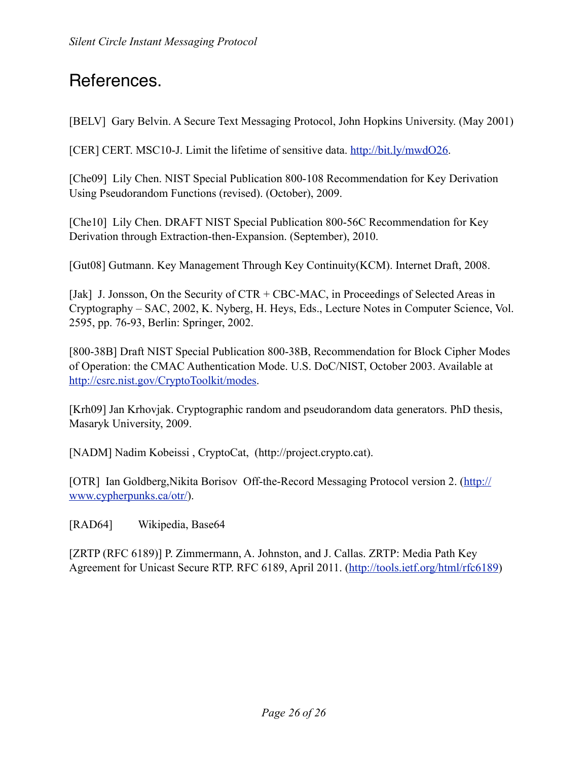# References.

[BELV] Gary Belvin. A Secure Text Messaging Protocol, John Hopkins University. (May 2001)

[CER] CERT. MSC10-J. Limit the lifetime of sensitive data. http://bit.ly/mwdO26.

[Che09] Lily Chen. NIST Special Publication 800-108 Recommendation for Key Derivation Using Pseudorandom Functions (revised). (October), 2009.

[Che10] Lily Chen. DRAFT NIST Special Publication 800-56C Recommendation for Key Derivation through Extraction-then-Expansion. (September), 2010.

[Gut08] Gutmann. Key Management Through Key Continuity(KCM). Internet Draft, 2008.

[Jak] J. Jonsson, On the Security of CTR + CBC-MAC, in Proceedings of Selected Areas in Cryptography – SAC, 2002, K. Nyberg, H. Heys, Eds., Lecture Notes in Computer Science, Vol. 2595, pp. 76-93, Berlin: Springer, 2002.

[800-38B] Draft NIST Special Publication 800-38B, Recommendation for Block Cipher Modes of Operation: the CMAC Authentication Mode. U.S. DoC/NIST, October 2003. Available at http://csrc.nist.gov/CryptoToolkit/modes.

[Krh09] Jan Krhovjak. Cryptographic random and pseudorandom data generators. PhD thesis, Masaryk University, 2009.

[NADM] Nadim Kobeissi , CryptoCat, (http://project.crypto.cat).

[OTR] Ian Goldberg,Nikita Borisov Off-the-Record Messaging Protocol version 2. (http://www.cypherpunks.ca/otr/).

[RAD64] Wikipedia, Base64

[ZRTP (RFC 6189)] P. Zimmermann, A. Johnston, and J. Callas. ZRTP: Media Path Key Agreement for Unicast Secure RTP. RFC 6189, April 2011. (http://tools.ietf.org/html/rfc6189)